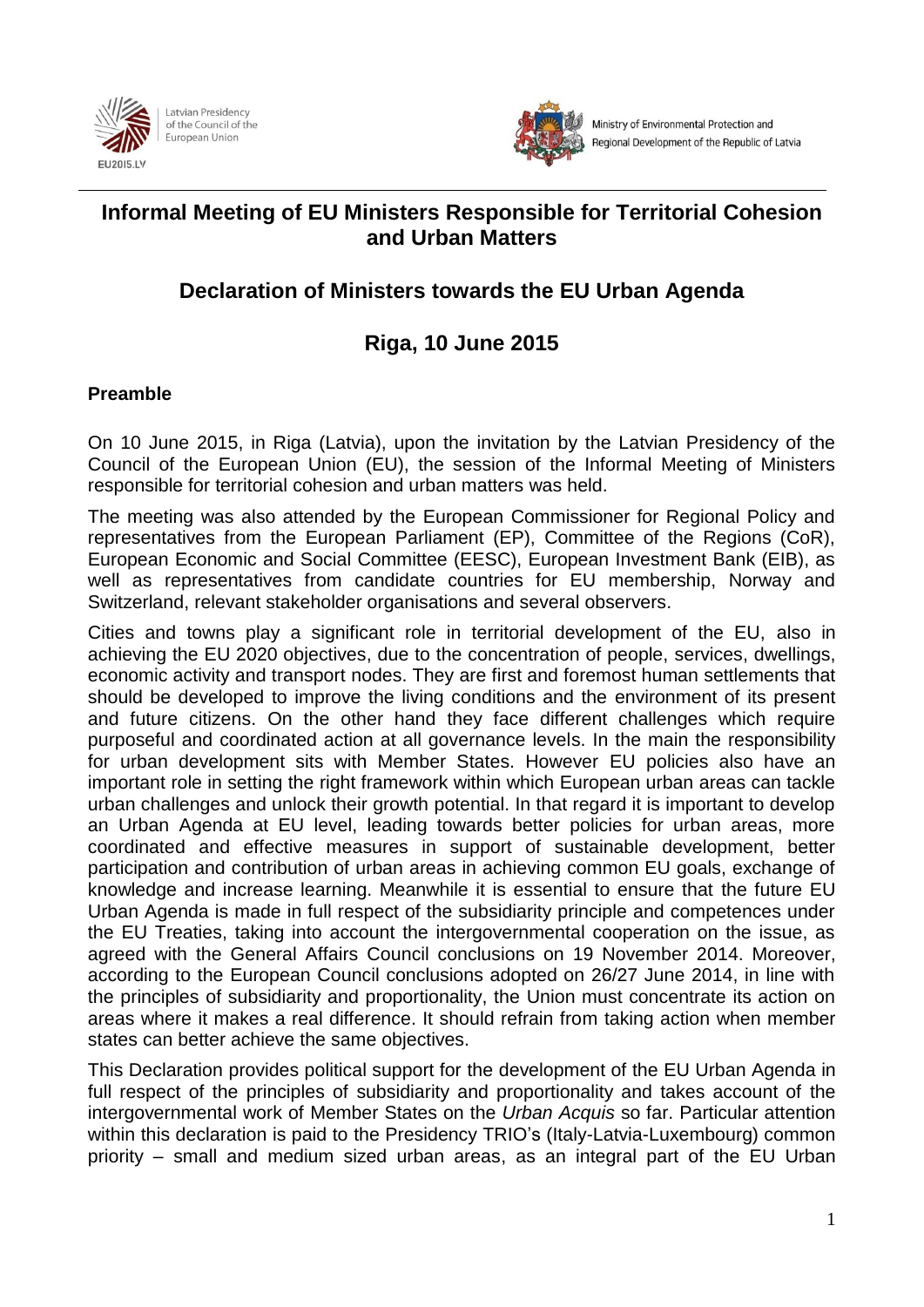Latvian Presidency of the Council of the European Union

EU2015.LV

Ministry of Environmental Protection and Regional Development of the Republic of Latvia

## Informal Meeting of EU Ministers Responsible for Territorial Cohesion and Urban Matters

## Declaration of Ministers towards the EU Urban Agenda

## Riga, 10 June 2015

### Preamble

On 10 June 2015, in Riga (Latvia), upon the invitation by the Latvian Presidency of the Council of the European Union (EU), the session of the Informal Meeting of Ministers responsible for territorial cohesion and urban matters was held.

The meeting was also attended by the European Commissioner for Regional Policy and representatives from the European Parliament (EP), Committee of the Regions (CoR), European Economic and Social Committee (EESC), European Investment Bank (EIB), as well as representatives from candidate countries for EU membership, Norway and Switzerland, relevant stakeholder organisations and several observers.

Cities and towns play a significant role in territorial development of the EU, also in achieving the EU 2020 objectives, due to the concentration of people, services, dwellings, economic activity and transport nodes. They are first and foremost human settlements that should be developed to improve the living conditions and the environment of its present and future citizens. On the other hand they face different challenges which require purposeful and coordinated action at all governance levels. In the main the responsibility for urban development sits with Member States. However EU policies also have an important role in setting the right framework within which European urban areas can tackle urban challenges and unlock their growth potential. In that regard it is important to develop an Urban Agenda at EU level, leading towards better policies for urban areas, more coordinated and effective measures in support of sustainable development, better participation and contribution of urban areas in achieving common EU goals, exchange of knowledge and increase learning. Meanwhile it is essential to ensure that the future EU Urban Agenda is made in full respect of the subsidiarity principle and competences under the EU Treaties, taking into account the intergovernmental cooperation on the issue, as agreed with the General Affairs Council conclusions on 19 November 2014. Moreover, according to the European Council conclusions adopted on 26/27 June 2014, in line with the principles of subsidiarity and proportionality, the Union must concentrate its action on areas where it makes a real difference. It should refrain from taking action when member states can better achieve the same objectives.

This Declaration provides political support for the development of the EU Urban Agenda in full respect of the principles of subsidiarity and proportionality and takes account of the intergovernmental work of Member States on the *Urban Acquis* so far. Particular attention within this declaration is paid to the Presidency TRIO's (Italy-Latvia-Luxembourg) common priority – small and medium sized urban areas, as an integral part of the EU Urban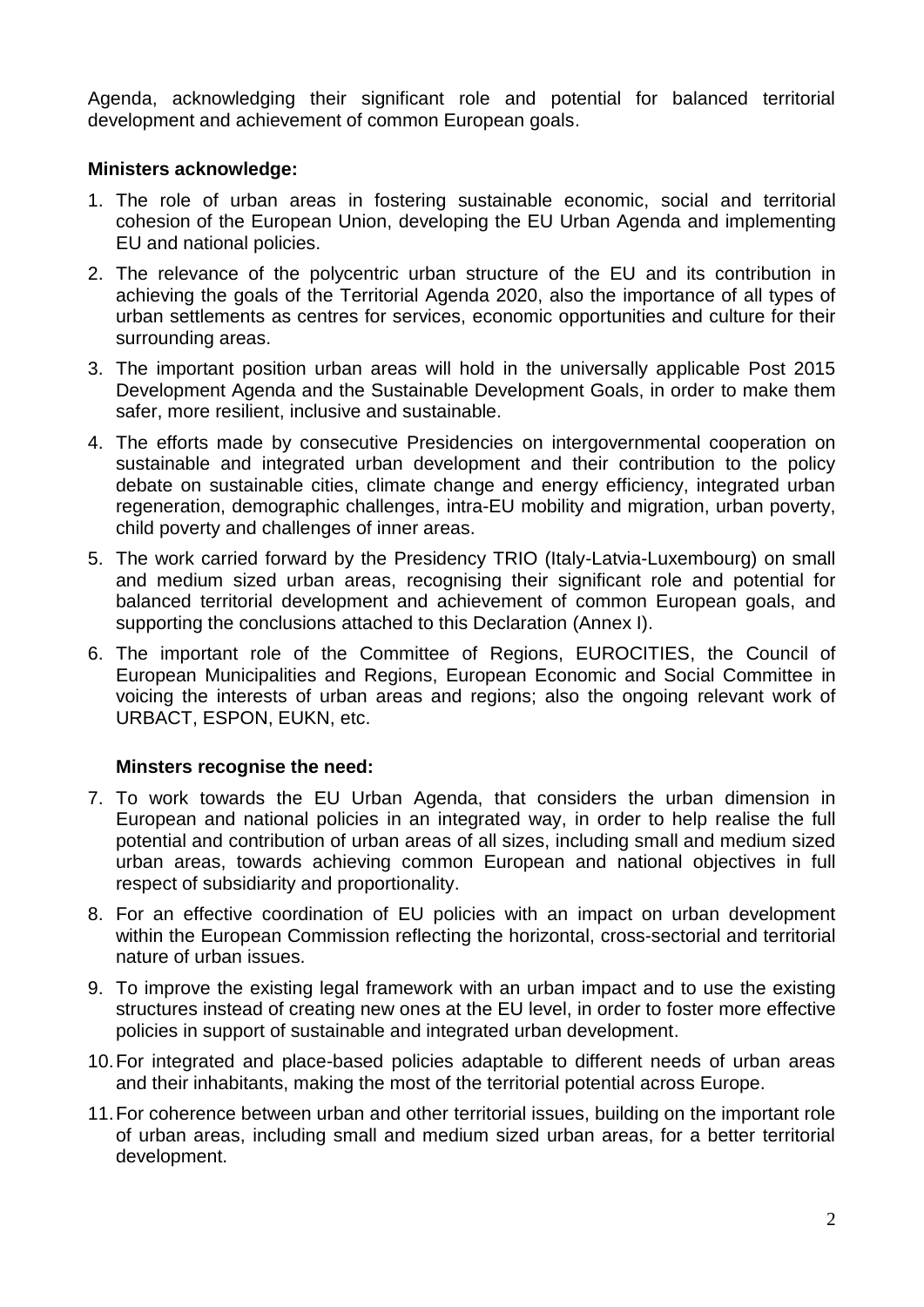Agenda, acknowledging their significant role and potential for balanced territorial development and achievement of common European goals.

**Ministers acknowledge:**

1. The role of urban areas in fostering sustainable economic, social and territorial cohesion of the European Union, developing the EU Urban Agenda and implementing EU and national policies.
2. The relevance of the polycentric urban structure of the EU and its contribution in achieving the goals of the Territorial Agenda 2020, also the importance of all types of urban settlements as centres for services, economic opportunities and culture for their surrounding areas.
3. The important position urban areas will hold in the universally applicable Post 2015 Development Agenda and the Sustainable Development Goals, in order to make them safer, more resilient, inclusive and sustainable.
4. The efforts made by consecutive Presidencies on intergovernmental cooperation on sustainable and integrated urban development and their contribution to the policy debate on sustainable cities, climate change and energy efficiency, integrated urban regeneration, demographic challenges, intra-EU mobility and migration, urban poverty, child poverty and challenges of inner areas.
5. The work carried forward by the Presidency TRIO (Italy-Latvia-Luxembourg) on small and medium sized urban areas, recognising their significant role and potential for balanced territorial development and achievement of common European goals, and supporting the conclusions attached to this Declaration (Annex I).
6. The important role of the Committee of Regions, EUROCITIES, the Council of European Municipalities and Regions, European Economic and Social Committee in voicing the interests of urban areas and regions; also the ongoing relevant work of URBACT, ESPON, EUKN, etc.

**Minsters recognise the need:**

7. To work towards the EU Urban Agenda, that considers the urban dimension in European and national policies in an integrated way, in order to help realise the full potential and contribution of urban areas of all sizes, including small and medium sized urban areas, towards achieving common European and national objectives in full respect of subsidiarity and proportionality.
8. For an effective coordination of EU policies with an impact on urban development within the European Commission reflecting the horizontal, cross-sectorial and territorial nature of urban issues.
9. To improve the existing legal framework with an urban impact and to use the existing structures instead of creating new ones at the EU level, in order to foster more effective policies in support of sustainable and integrated urban development.
10. For integrated and place-based policies adaptable to different needs of urban areas and their inhabitants, making the most of the territorial potential across Europe.
11. For coherence between urban and other territorial issues, building on the important role of urban areas, including small and medium sized urban areas, for a better territorial development.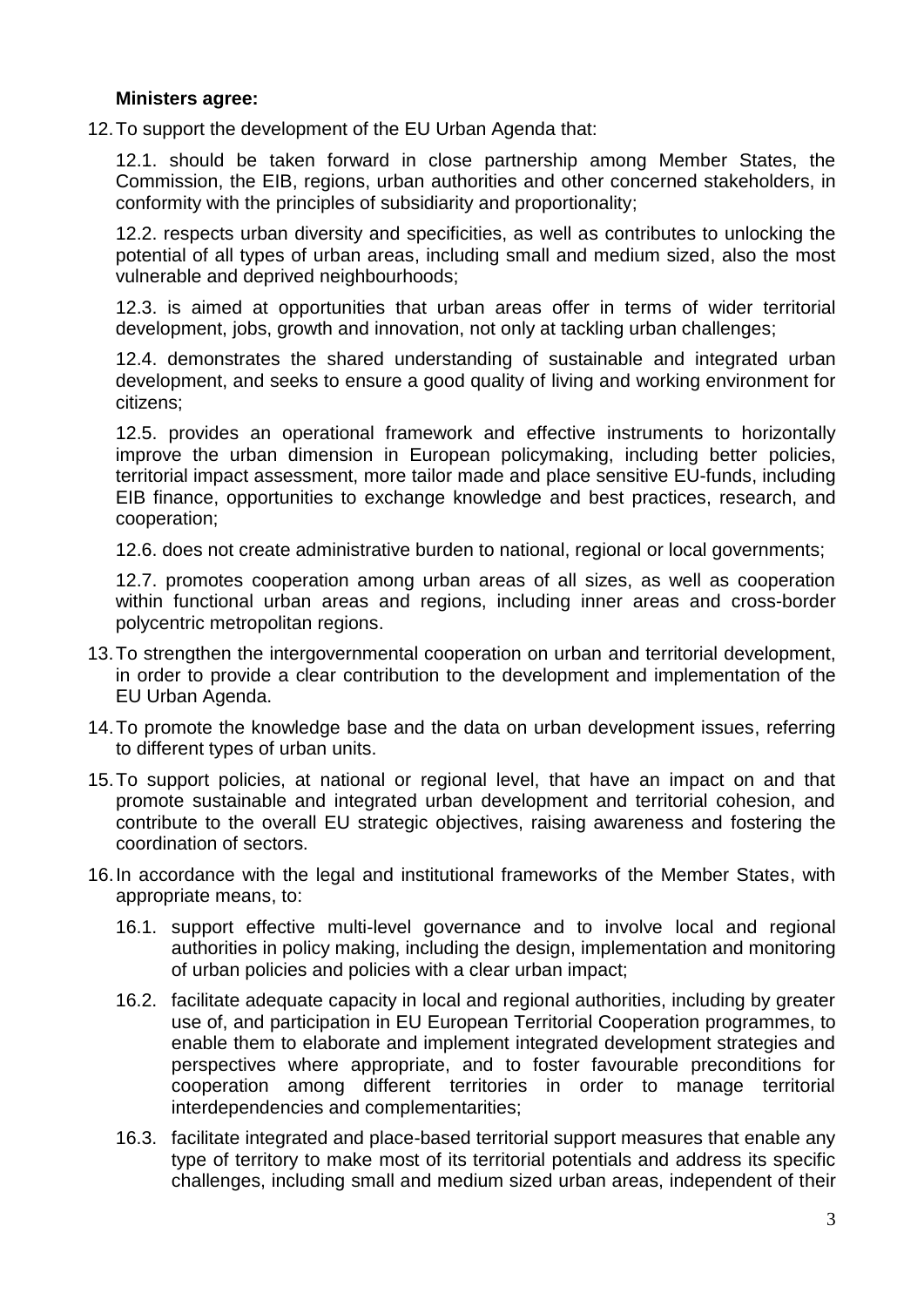**Ministers agree:**

12. To support the development of the EU Urban Agenda that:

    12.1. should be taken forward in close partnership among Member States, the Commission, the EIB, regions, urban authorities and other concerned stakeholders, in conformity with the principles of subsidiarity and proportionality;

    12.2. respects urban diversity and specificities, as well as contributes to unlocking the potential of all types of urban areas, including small and medium sized, also the most vulnerable and deprived neighbourhoods;

    12.3. is aimed at opportunities that urban areas offer in terms of wider territorial development, jobs, growth and innovation, not only at tackling urban challenges;

    12.4. demonstrates the shared understanding of sustainable and integrated urban development, and seeks to ensure a good quality of living and working environment for citizens;

    12.5. provides an operational framework and effective instruments to horizontally improve the urban dimension in European policymaking, including better policies, territorial impact assessment, more tailor made and place sensitive EU-funds, including EIB finance, opportunities to exchange knowledge and best practices, research, and cooperation;

    12.6. does not create administrative burden to national, regional or local governments;

    12.7. promotes cooperation among urban areas of all sizes, as well as cooperation within functional urban areas and regions, including inner areas and cross-border polycentric metropolitan regions.

13. To strengthen the intergovernmental cooperation on urban and territorial development, in order to provide a clear contribution to the development and implementation of the EU Urban Agenda.

14. To promote the knowledge base and the data on urban development issues, referring to different types of urban units.

15. To support policies, at national or regional level, that have an impact on and that promote sustainable and integrated urban development and territorial cohesion, and contribute to the overall EU strategic objectives, raising awareness and fostering the coordination of sectors.

16. In accordance with the legal and institutional frameworks of the Member States, with appropriate means, to:

    16.1. support effective multi-level governance and to involve local and regional authorities in policy making, including the design, implementation and monitoring of urban policies and policies with a clear urban impact;

    16.2. facilitate adequate capacity in local and regional authorities, including by greater use of, and participation in EU European Territorial Cooperation programmes, to enable them to elaborate and implement integrated development strategies and perspectives where appropriate, and to foster favourable preconditions for cooperation among different territories in order to manage territorial interdependencies and complementarities;

    16.3. facilitate integrated and place-based territorial support measures that enable any type of territory to make most of its territorial potentials and address its specific challenges, including small and medium sized urban areas, independent of their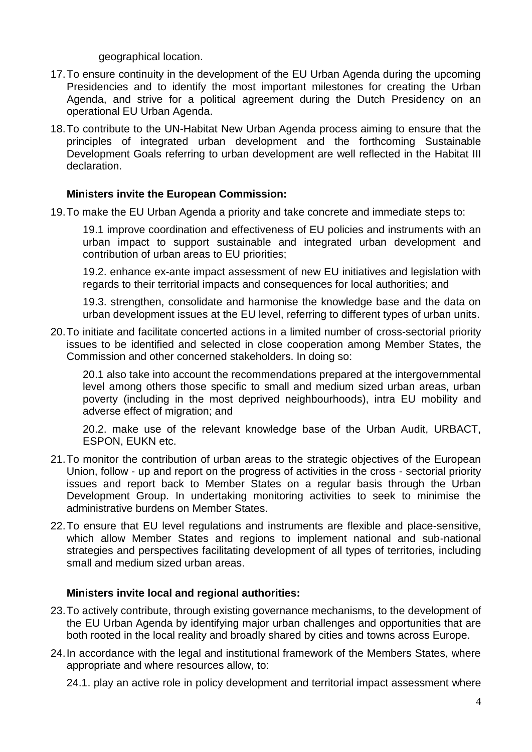geographical location.

17. To ensure continuity in the development of the EU Urban Agenda during the upcoming Presidencies and to identify the most important milestones for creating the Urban Agenda, and strive for a political agreement during the Dutch Presidency on an operational EU Urban Agenda.

18. To contribute to the UN-Habitat New Urban Agenda process aiming to ensure that the principles of integrated urban development and the forthcoming Sustainable Development Goals referring to urban development are well reflected in the Habitat III declaration.

**Ministers invite the European Commission:**

19. To make the EU Urban Agenda a priority and take concrete and immediate steps to:

    19.1 improve coordination and effectiveness of EU policies and instruments with an urban impact to support sustainable and integrated urban development and contribution of urban areas to EU priorities;

    19.2. enhance ex-ante impact assessment of new EU initiatives and legislation with regards to their territorial impacts and consequences for local authorities; and

    19.3. strengthen, consolidate and harmonise the knowledge base and the data on urban development issues at the EU level, referring to different types of urban units.

20. To initiate and facilitate concerted actions in a limited number of cross-sectorial priority issues to be identified and selected in close cooperation among Member States, the Commission and other concerned stakeholders. In doing so:

    20.1 also take into account the recommendations prepared at the intergovernmental level among others those specific to small and medium sized urban areas, urban poverty (including in the most deprived neighbourhoods), intra EU mobility and adverse effect of migration; and

    20.2. make use of the relevant knowledge base of the Urban Audit, URBACT, ESPON, EUKN etc.

21. To monitor the contribution of urban areas to the strategic objectives of the European Union, follow - up and report on the progress of activities in the cross - sectorial priority issues and report back to Member States on a regular basis through the Urban Development Group. In undertaking monitoring activities to seek to minimise the administrative burdens on Member States.

22. To ensure that EU level regulations and instruments are flexible and place-sensitive, which allow Member States and regions to implement national and sub-national strategies and perspectives facilitating development of all types of territories, including small and medium sized urban areas.

**Ministers invite local and regional authorities:**

23. To actively contribute, through existing governance mechanisms, to the development of the EU Urban Agenda by identifying major urban challenges and opportunities that are both rooted in the local reality and broadly shared by cities and towns across Europe.

24. In accordance with the legal and institutional framework of the Members States, where appropriate and where resources allow, to:

    24.1. play an active role in policy development and territorial impact assessment where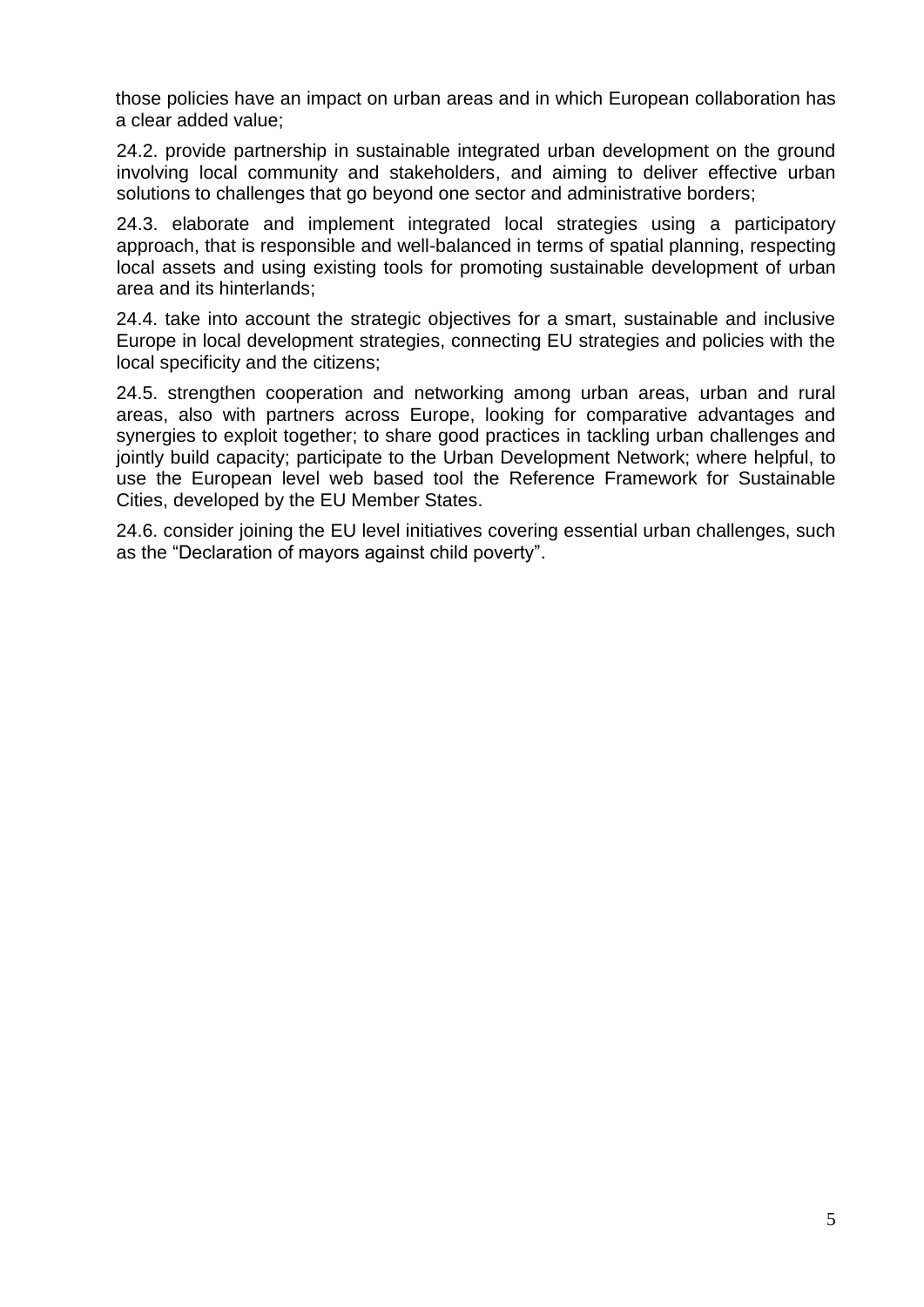those policies have an impact on urban areas and in which European collaboration has a clear added value;

24.2. provide partnership in sustainable integrated urban development on the ground involving local community and stakeholders, and aiming to deliver effective urban solutions to challenges that go beyond one sector and administrative borders;

24.3. elaborate and implement integrated local strategies using a participatory approach, that is responsible and well-balanced in terms of spatial planning, respecting local assets and using existing tools for promoting sustainable development of urban area and its hinterlands;

24.4. take into account the strategic objectives for a smart, sustainable and inclusive Europe in local development strategies, connecting EU strategies and policies with the local specificity and the citizens;

24.5. strengthen cooperation and networking among urban areas, urban and rural areas, also with partners across Europe, looking for comparative advantages and synergies to exploit together; to share good practices in tackling urban challenges and jointly build capacity; participate to the Urban Development Network; where helpful, to use the European level web based tool the Reference Framework for Sustainable Cities, developed by the EU Member States.

24.6. consider joining the EU level initiatives covering essential urban challenges, such as the "Declaration of mayors against child poverty".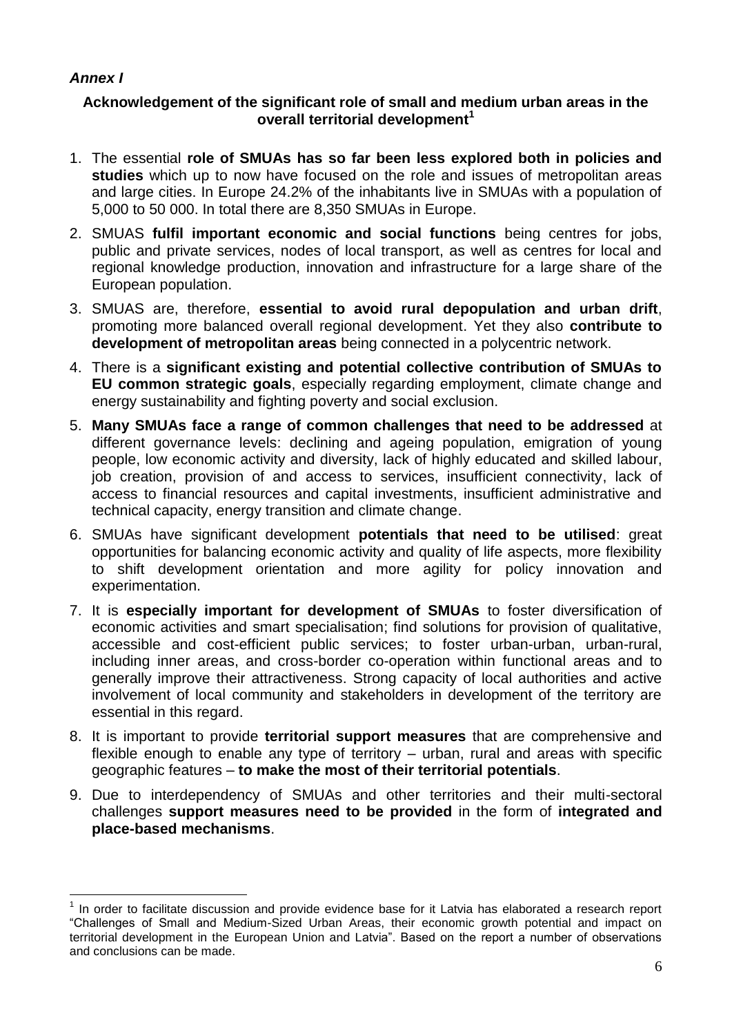***Annex I***

**Acknowledgement of the significant role of small and medium urban areas in the overall territorial development**[1]

1. The essential **role of SMUAs has so far been less explored both in policies and studies** which up to now have focused on the role and issues of metropolitan areas and large cities. In Europe 24.2% of the inhabitants live in SMUAs with a population of 5,000 to 50 000. In total there are 8,350 SMUAs in Europe.
2. SMUAS **fulfil important economic and social functions** being centres for jobs, public and private services, nodes of local transport, as well as centres for local and regional knowledge production, innovation and infrastructure for a large share of the European population.
3. SMUAS are, therefore, **essential to avoid rural depopulation and urban drift**, promoting more balanced overall regional development. Yet they also **contribute to development of metropolitan areas** being connected in a polycentric network.
4. There is a **significant existing and potential collective contribution of SMUAs to EU common strategic goals**, especially regarding employment, climate change and energy sustainability and fighting poverty and social exclusion.
5. **Many SMUAs face a range of common challenges that need to be addressed** at different governance levels: declining and ageing population, emigration of young people, low economic activity and diversity, lack of highly educated and skilled labour, job creation, provision of and access to services, insufficient connectivity, lack of access to financial resources and capital investments, insufficient administrative and technical capacity, energy transition and climate change.
6. SMUAs have significant development **potentials that need to be utilised**: great opportunities for balancing economic activity and quality of life aspects, more flexibility to shift development orientation and more agility for policy innovation and experimentation.
7. It is **especially important for development of SMUAs** to foster diversification of economic activities and smart specialisation; find solutions for provision of qualitative, accessible and cost-efficient public services; to foster urban-urban, urban-rural, including inner areas, and cross-border co-operation within functional areas and to generally improve their attractiveness. Strong capacity of local authorities and active involvement of local community and stakeholders in development of the territory are essential in this regard.
8. It is important to provide **territorial support measures** that are comprehensive and flexible enough to enable any type of territory – urban, rural and areas with specific geographic features – **to make the most of their territorial potentials**.
9. Due to interdependency of SMUAs and other territories and their multi-sectoral challenges **support measures need to be provided** in the form of **integrated and place-based mechanisms**.

---

[1] In order to facilitate discussion and provide evidence base for it Latvia has elaborated a research report "Challenges of Small and Medium-Sized Urban Areas, their economic growth potential and impact on territorial development in the European Union and Latvia". Based on the report a number of observations and conclusions can be made.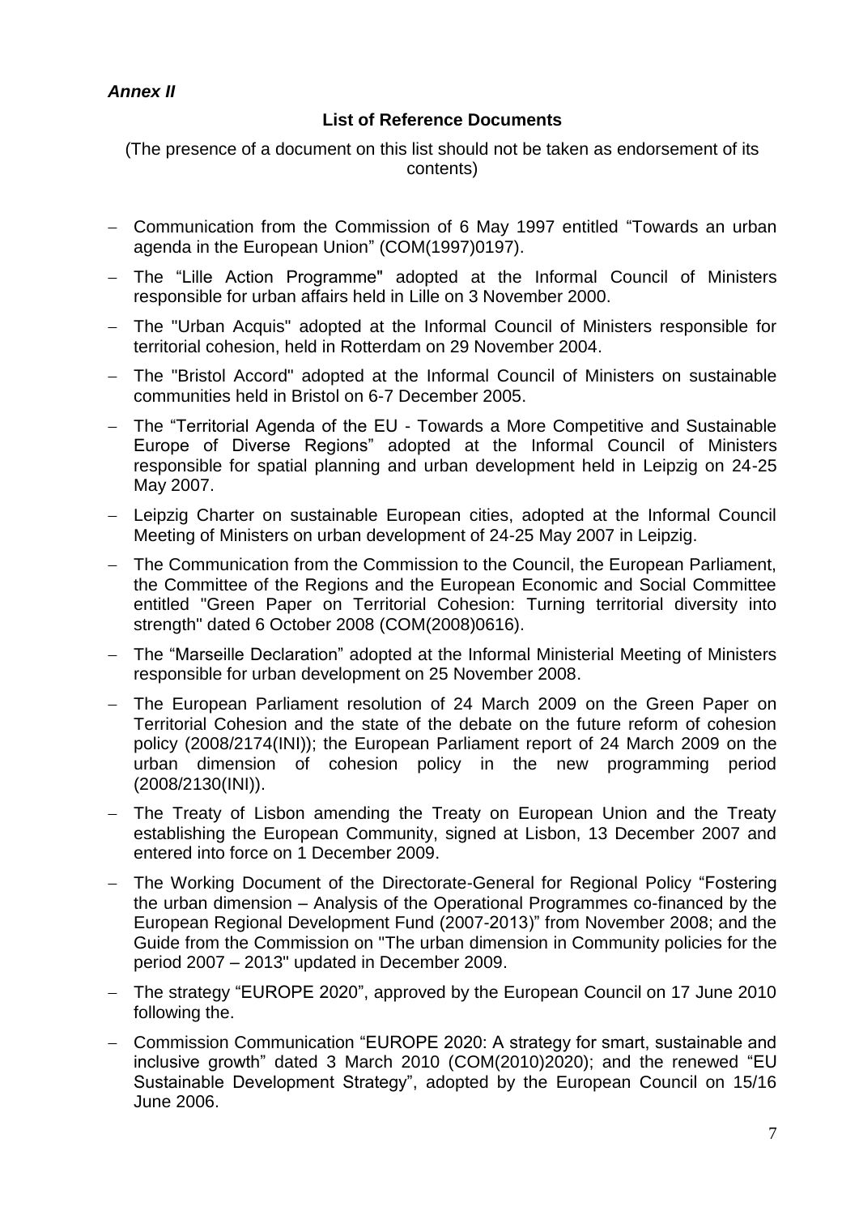***Annex II***

**List of Reference Documents**

(The presence of a document on this list should not be taken as endorsement of its contents)

- Communication from the Commission of 6 May 1997 entitled "Towards an urban agenda in the European Union" (COM(1997)0197).
- The "Lille Action Programme" adopted at the Informal Council of Ministers responsible for urban affairs held in Lille on 3 November 2000.
- The "Urban Acquis" adopted at the Informal Council of Ministers responsible for territorial cohesion, held in Rotterdam on 29 November 2004.
- The "Bristol Accord" adopted at the Informal Council of Ministers on sustainable communities held in Bristol on 6-7 December 2005.
- The "Territorial Agenda of the EU - Towards a More Competitive and Sustainable Europe of Diverse Regions" adopted at the Informal Council of Ministers responsible for spatial planning and urban development held in Leipzig on 24-25 May 2007.
- Leipzig Charter on sustainable European cities, adopted at the Informal Council Meeting of Ministers on urban development of 24-25 May 2007 in Leipzig.
- The Communication from the Commission to the Council, the European Parliament, the Committee of the Regions and the European Economic and Social Committee entitled "Green Paper on Territorial Cohesion: Turning territorial diversity into strength" dated 6 October 2008 (COM(2008)0616).
- The "Marseille Declaration" adopted at the Informal Ministerial Meeting of Ministers responsible for urban development on 25 November 2008.
- The European Parliament resolution of 24 March 2009 on the Green Paper on Territorial Cohesion and the state of the debate on the future reform of cohesion policy (2008/2174(INI)); the European Parliament report of 24 March 2009 on the urban dimension of cohesion policy in the new programming period (2008/2130(INI)).
- The Treaty of Lisbon amending the Treaty on European Union and the Treaty establishing the European Community, signed at Lisbon, 13 December 2007 and entered into force on 1 December 2009.
- The Working Document of the Directorate-General for Regional Policy "Fostering the urban dimension – Analysis of the Operational Programmes co-financed by the European Regional Development Fund (2007-2013)" from November 2008; and the Guide from the Commission on "The urban dimension in Community policies for the period 2007 – 2013" updated in December 2009.
- The strategy "EUROPE 2020", approved by the European Council on 17 June 2010 following the.
- Commission Communication "EUROPE 2020: A strategy for smart, sustainable and inclusive growth" dated 3 March 2010 (COM(2010)2020); and the renewed "EU Sustainable Development Strategy", adopted by the European Council on 15/16 June 2006.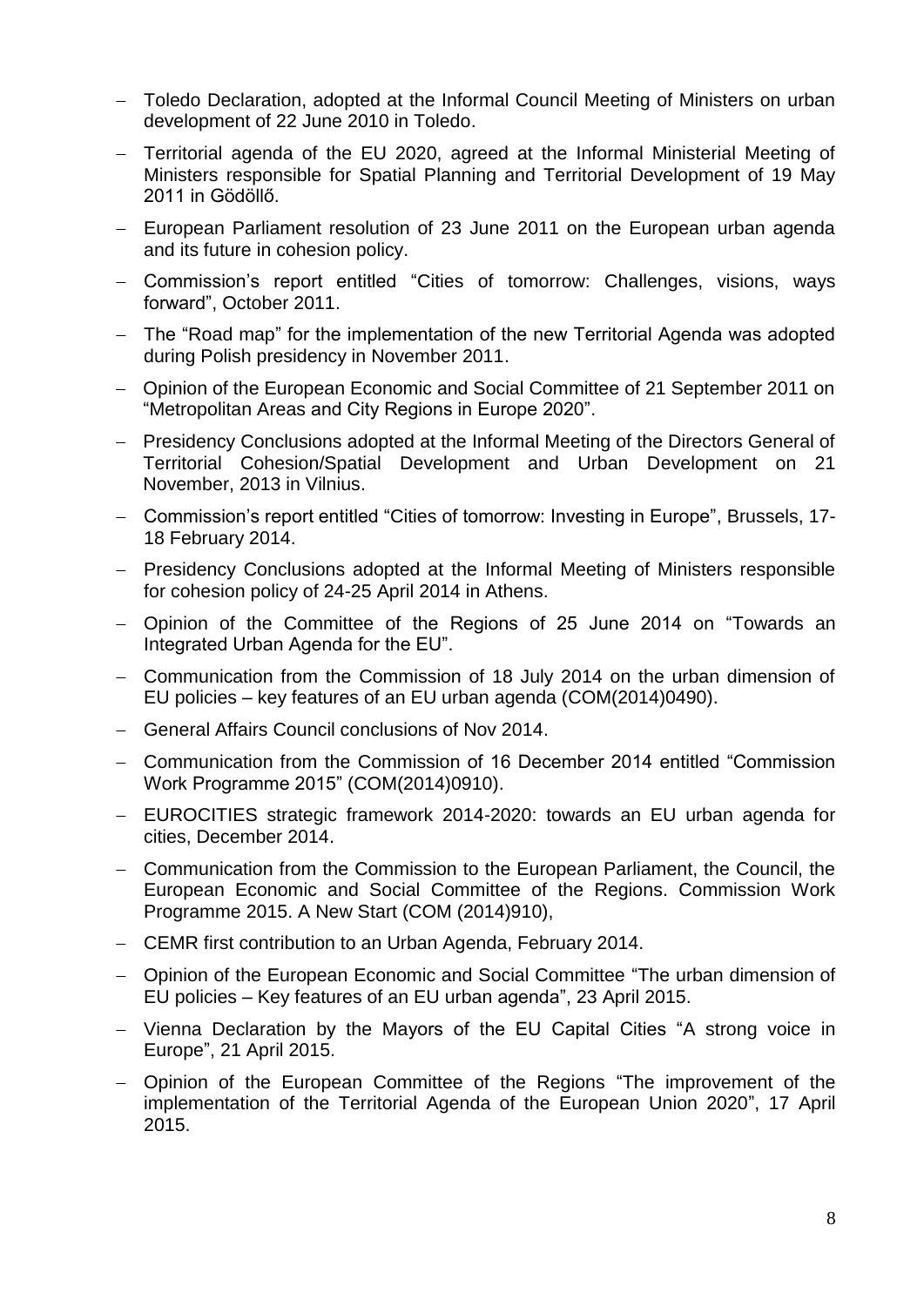- Toledo Declaration, adopted at the Informal Council Meeting of Ministers on urban development of 22 June 2010 in Toledo.
- Territorial agenda of the EU 2020, agreed at the Informal Ministerial Meeting of Ministers responsible for Spatial Planning and Territorial Development of 19 May 2011 in Gödöllő.
- European Parliament resolution of 23 June 2011 on the European urban agenda and its future in cohesion policy.
- Commission's report entitled "Cities of tomorrow: Challenges, visions, ways forward", October 2011.
- The "Road map" for the implementation of the new Territorial Agenda was adopted during Polish presidency in November 2011.
- Opinion of the European Economic and Social Committee of 21 September 2011 on "Metropolitan Areas and City Regions in Europe 2020".
- Presidency Conclusions adopted at the Informal Meeting of the Directors General of Territorial Cohesion/Spatial Development and Urban Development on 21 November, 2013 in Vilnius.
- Commission's report entitled "Cities of tomorrow: Investing in Europe", Brussels, 17-18 February 2014.
- Presidency Conclusions adopted at the Informal Meeting of Ministers responsible for cohesion policy of 24-25 April 2014 in Athens.
- Opinion of the Committee of the Regions of 25 June 2014 on "Towards an Integrated Urban Agenda for the EU".
- Communication from the Commission of 18 July 2014 on the urban dimension of EU policies – key features of an EU urban agenda (COM(2014)0490).
- General Affairs Council conclusions of Nov 2014.
- Communication from the Commission of 16 December 2014 entitled "Commission Work Programme 2015" (COM(2014)0910).
- EUROCITIES strategic framework 2014-2020: towards an EU urban agenda for cities, December 2014.
- Communication from the Commission to the European Parliament, the Council, the European Economic and Social Committee of the Regions. Commission Work Programme 2015. A New Start (COM (2014)910),
- CEMR first contribution to an Urban Agenda, February 2014.
- Opinion of the European Economic and Social Committee "The urban dimension of EU policies – Key features of an EU urban agenda", 23 April 2015.
- Vienna Declaration by the Mayors of the EU Capital Cities "A strong voice in Europe", 21 April 2015.
- Opinion of the European Committee of the Regions "The improvement of the implementation of the Territorial Agenda of the European Union 2020", 17 April 2015.